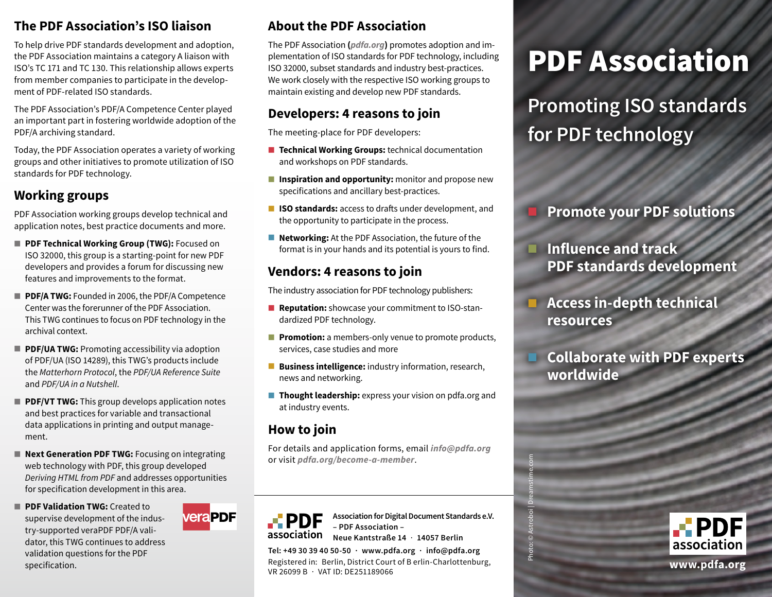## The PDF Association's ISO liaison

To help drive PDF standards development and adoption, the PDF Association maintains a category A liaison with ISO's TC 171 and TC 130. This relationship allows experts from member companies to participate in the development of PDF-related ISO standards.

The PDF Association's PDF/A Competence Center played an important part in fostering worldwide adoption of the PDF/A archiving standard.

Today, the PDF Association operates a variety of working groups and other initiatives to promote utilization of ISO standards for PDF technology.

## Working groups

PDF Association working groups develop technical and application notes, best practice documents and more.

- **PDF Technical Working Group (TWG):** Focused on ISO 32000, this group is a starting-point for new PDF developers and provides a forum for discussing new features and improvements to the format.
- **PDF/A TWG:** Founded in 2006, the PDF/A Competence Center was the forerunner of the PDF Association. This TWG continues to focus on PDF technology in the archival context.
- **PDF/UA TWG:** Promoting accessibility via adoption of PDF/UA (ISO 14289), this TWG's products include the *Matterhorn Protocol*, the *PDF/UA Reference Suite* and *PDF/UA in a Nutshell*.
- **PDF/VT TWG:** This group develops application notes and best practices for variable and transactional data applications in printing and output management.
- **Next Generation PDF TWG:** Focusing on integrating web technology with PDF, this group developed *Deriving HTML from PDF* and addresses opportunities for specification development in this area.
- **PDF Validation TWG:** Created to supervise development of the industry-supported veraPDF PDF/A validator, this TWG continues to address validation questions for the PDF specification.

veraPDF

## About the PDF Association

The PDF Association (***pdfa.org***) promotes adoption and implementation of ISO standards for PDF technology, including ISO 32000, subset standards and industry best-practices. We work closely with the respective ISO working groups to maintain existing and develop new PDF standards.

## Developers: 4 reasons to join

The meeting-place for PDF developers:

- **Technical Working Groups:** technical documentation and workshops on PDF standards.
- **Inspiration and opportunity:** monitor and propose new specifications and ancillary best-practices.
- **ISO standards:** access to drafts under development, and the opportunity to participate in the process.
- **Networking:** At the PDF Association, the future of the format is in your hands and its potential is yours to find.

## Vendors: 4 reasons to join

The industry association for PDF technology publishers:

- **Reputation:** showcase your commitment to ISO-standardized PDF technology.
- **Promotion:** a members-only venue to promote products, services, case studies and more
- **Business intelligence:** industry information, research, news and networking.
- **Thought leadership:** express your vision on pdfa.org and at industry events.

## How to join

For details and application forms, email ***info@pdfa.org*** or visit ***pdfa.org/become-a-member***.

PDF association

**Association for Digital Document Standards e.V.**
**– PDF Association –**
**Neue Kantstraße 14 · 14057 Berlin**

**Tel: +49 30 39 40 50-50 · www.pdfa.org · info@pdfa.org**
Registered in: Berlin, District Court of Berlin-Charlottenburg, VR 26099 B · VAT ID: DE251189066

# PDF Association

## Promoting ISO standards for PDF technology

- **Promote your PDF solutions**
- **Influence and track PDF standards development**
- **Access in-depth technical resources**
- **Collaborate with PDF experts worldwide**

Photo: © Astroboi | Dreamstime.com

PDF association
**www.pdfa.org**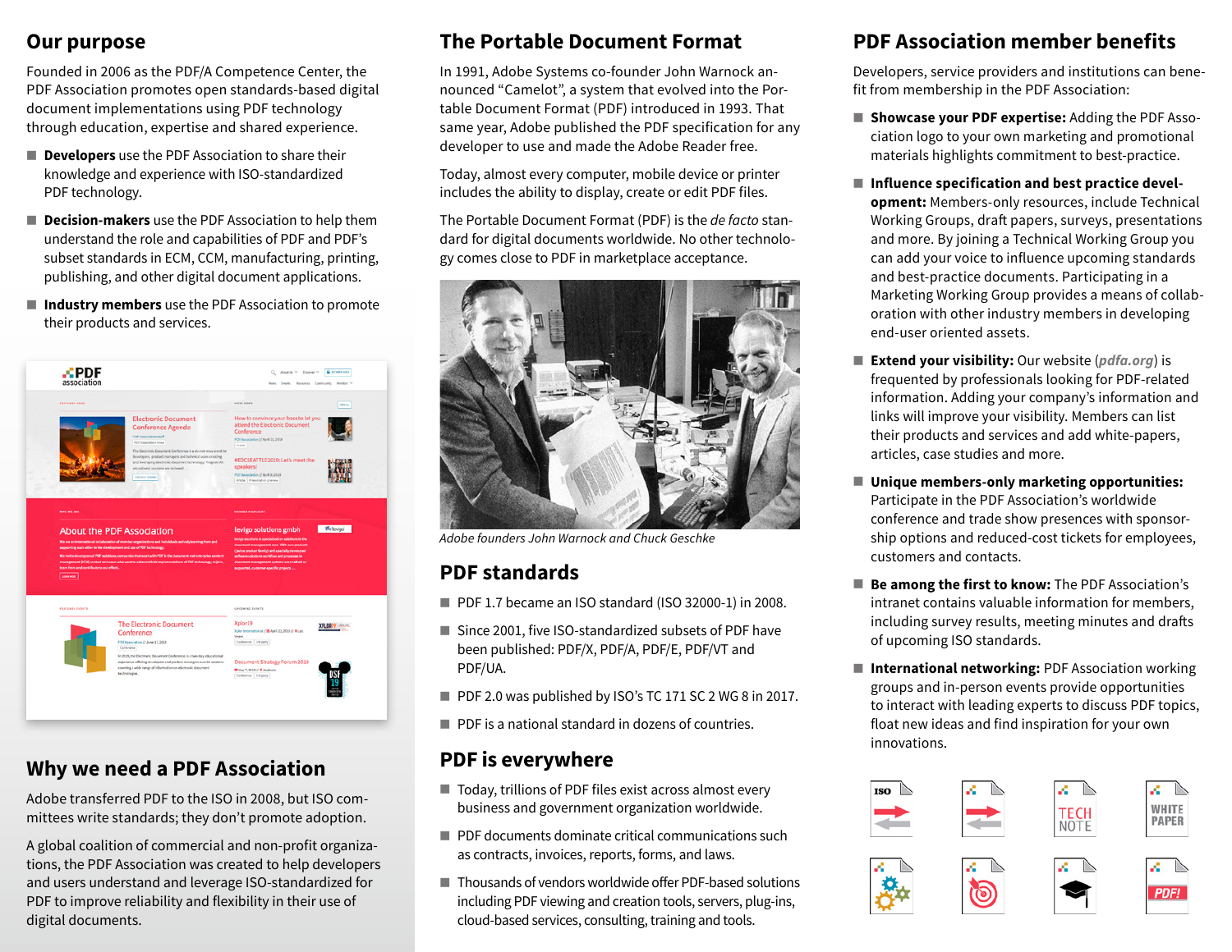## Our purpose

Founded in 2006 as the PDF/A Competence Center, the PDF Association promotes open standards-based digital document implementations using PDF technology through education, expertise and shared experience.

- **Developers** use the PDF Association to share their knowledge and experience with ISO-standardized PDF technology.
- **Decision-makers** use the PDF Association to help them understand the role and capabilities of PDF and PDF's subset standards in ECM, CCM, manufacturing, printing, publishing, and other digital document applications.
- **Industry members** use the PDF Association to promote their products and services.

## Why we need a PDF Association

Adobe transferred PDF to the ISO in 2008, but ISO committees write standards; they don't promote adoption.

A global coalition of commercial and non-profit organizations, the PDF Association was created to help developers and users understand and leverage ISO-standardized for PDF to improve reliability and flexibility in their use of digital documents.

## The Portable Document Format

In 1991, Adobe Systems co-founder John Warnock announced "Camelot", a system that evolved into the Portable Document Format (PDF) introduced in 1993. That same year, Adobe published the PDF specification for any developer to use and made the Adobe Reader free.

Today, almost every computer, mobile device or printer includes the ability to display, create or edit PDF files.

The Portable Document Format (PDF) is the *de facto* standard for digital documents worldwide. No other technology comes close to PDF in marketplace acceptance.

*Adobe founders John Warnock and Chuck Geschke*

## PDF standards

- PDF 1.7 became an ISO standard (ISO 32000-1) in 2008.
- Since 2001, five ISO-standardized subsets of PDF have been published: PDF/X, PDF/A, PDF/E, PDF/VT and PDF/UA.
- PDF 2.0 was published by ISO's TC 171 SC 2 WG 8 in 2017.
- PDF is a national standard in dozens of countries.

## PDF is everywhere

- Today, trillions of PDF files exist across almost every business and government organization worldwide.
- PDF documents dominate critical communications such as contracts, invoices, reports, forms, and laws.
- Thousands of vendors worldwide offer PDF-based solutions including PDF viewing and creation tools, servers, plug-ins, cloud-based services, consulting, training and tools.

## PDF Association member benefits

Developers, service providers and institutions can benefit from membership in the PDF Association:

- **Showcase your PDF expertise:** Adding the PDF Association logo to your own marketing and promotional materials highlights commitment to best-practice.
- **Influence specification and best practice development:** Members-only resources, include Technical Working Groups, draft papers, surveys, presentations and more. By joining a Technical Working Group you can add your voice to influence upcoming standards and best-practice documents. Participating in a Marketing Working Group provides a means of collaboration with other industry members in developing end-user oriented assets.
- **Extend your visibility:** Our website (*pdfa.org*) is frequented by professionals looking for PDF-related information. Adding your company's information and links will improve your visibility. Members can list their products and services and add white-papers, articles, case studies and more.
- **Unique members-only marketing opportunities:** Participate in the PDF Association's worldwide conference and trade show presences with sponsorship options and reduced-cost tickets for employees, customers and contacts.
- **Be among the first to know:** The PDF Association's intranet contains valuable information for members, including survey results, meeting minutes and drafts of upcoming ISO standards.
- **International networking:** PDF Association working groups and in-person events provide opportunities to interact with leading experts to discuss PDF topics, float new ideas and find inspiration for your own innovations.